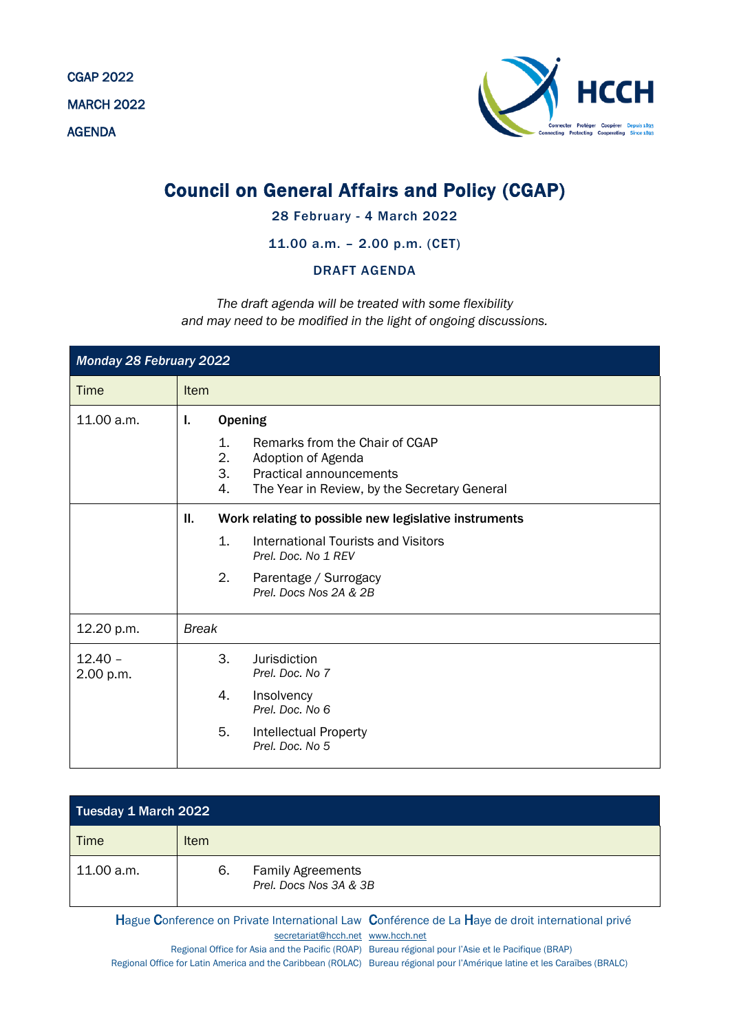CGAP 2022

MARCH 2022

AGENDA

# Council on General Affairs and Policy (CGAP)

**28 February - 4 March 2022**

**11.00 a.m. – 2.00 p.m. (CET)**

**DRAFT AGENDA**

*The draft agenda will be treated with some flexibility and may need to be modified in the light of ongoing discussions.*

| *Monday 28 February 2022* | |
|---|---|
| Time | Item |
| 11.00 a.m. | **I. Opening**<br>1. Remarks from the Chair of CGAP<br>2. Adoption of Agenda<br>3. Practical announcements<br>4. The Year in Review, by the Secretary General |
| | **II. Work relating to possible new legislative instruments**<br>1. International Tourists and Visitors<br>*Prel. Doc. No 1 REV*<br>2. Parentage / Surrogacy<br>*Prel. Docs Nos 2A & 2B* |
| 12.20 p.m. | *Break* |
| 12.40 – 2.00 p.m. | 3. Jurisdiction<br>*Prel. Doc. No 7*<br>4. Insolvency<br>*Prel. Doc. No 6*<br>5. Intellectual Property<br>*Prel. Doc. No 5* |

| Tuesday 1 March 2022 | |
|---|---|
| Time | Item |
| 11.00 a.m. | 6. Family Agreements<br>*Prel. Docs Nos 3A & 3B* |

Hague Conference on Private International Law Conférence de La Haye de droit international privé
secretariat@hcch.net www.hcch.net
Regional Office for Asia and the Pacific (ROAP) Bureau régional pour l'Asie et le Pacifique (BRAP)
Regional Office for Latin America and the Caribbean (ROLAC) Bureau régional pour l'Amérique latine et les Caraïbes (BRALC)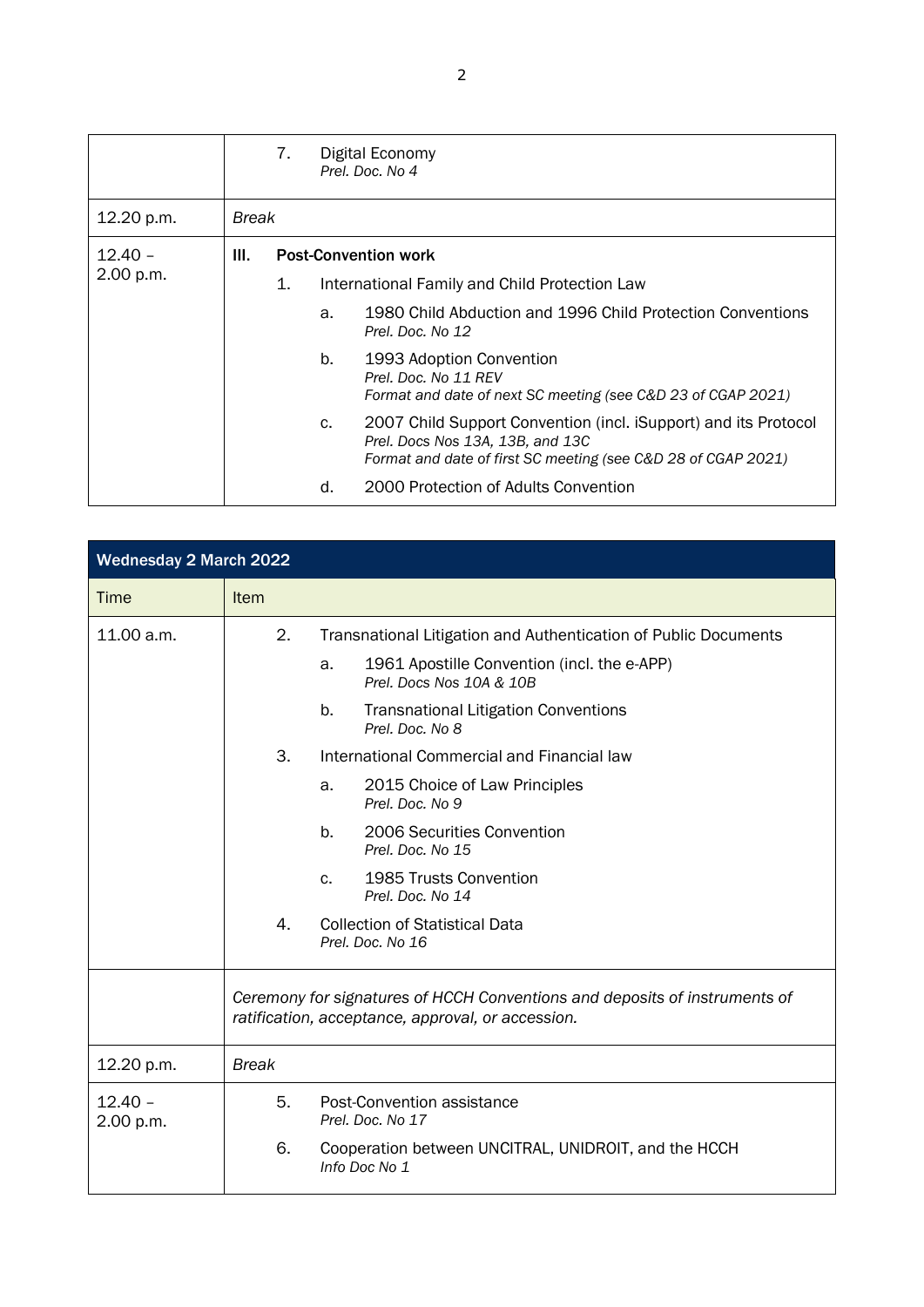| | |
|---|---|
| | 7. Digital Economy<br>*Prel. Doc. No 4* |
| 12.20 p.m. | *Break* |
| 12.40 – 2.00 p.m. | **III. Post-Convention work**<br>1. International Family and Child Protection Law<br>a. 1980 Child Abduction and 1996 Child Protection Conventions<br>*Prel. Doc. No 12*<br>b. 1993 Adoption Convention<br>*Prel. Doc. No 11 REV*<br>*Format and date of next SC meeting (see C&D 23 of CGAP 2021)*<br>c. 2007 Child Support Convention (incl. iSupport) and its Protocol<br>*Prel. Docs Nos 13A, 13B, and 13C*<br>*Format and date of first SC meeting (see C&D 28 of CGAP 2021)*<br>d. 2000 Protection of Adults Convention |

| **Wednesday 2 March 2022** | |
|---|---|
| Time | Item |
| 11.00 a.m. | 2. Transnational Litigation and Authentication of Public Documents<br>a. 1961 Apostille Convention (incl. the e-APP)<br>*Prel. Docs Nos 10A & 10B*<br>b. Transnational Litigation Conventions<br>*Prel. Doc. No 8*<br>3. International Commercial and Financial law<br>a. 2015 Choice of Law Principles<br>*Prel. Doc. No 9*<br>b. 2006 Securities Convention<br>*Prel. Doc. No 15*<br>c. 1985 Trusts Convention<br>*Prel. Doc. No 14*<br>4. Collection of Statistical Data<br>*Prel. Doc. No 16* |
| | *Ceremony for signatures of HCCH Conventions and deposits of instruments of ratification, acceptance, approval, or accession.* |
| 12.20 p.m. | *Break* |
| 12.40 – 2.00 p.m. | 5. Post-Convention assistance<br>*Prel. Doc. No 17*<br>6. Cooperation between UNCITRAL, UNIDROIT, and the HCCH<br>*Info Doc No 1* |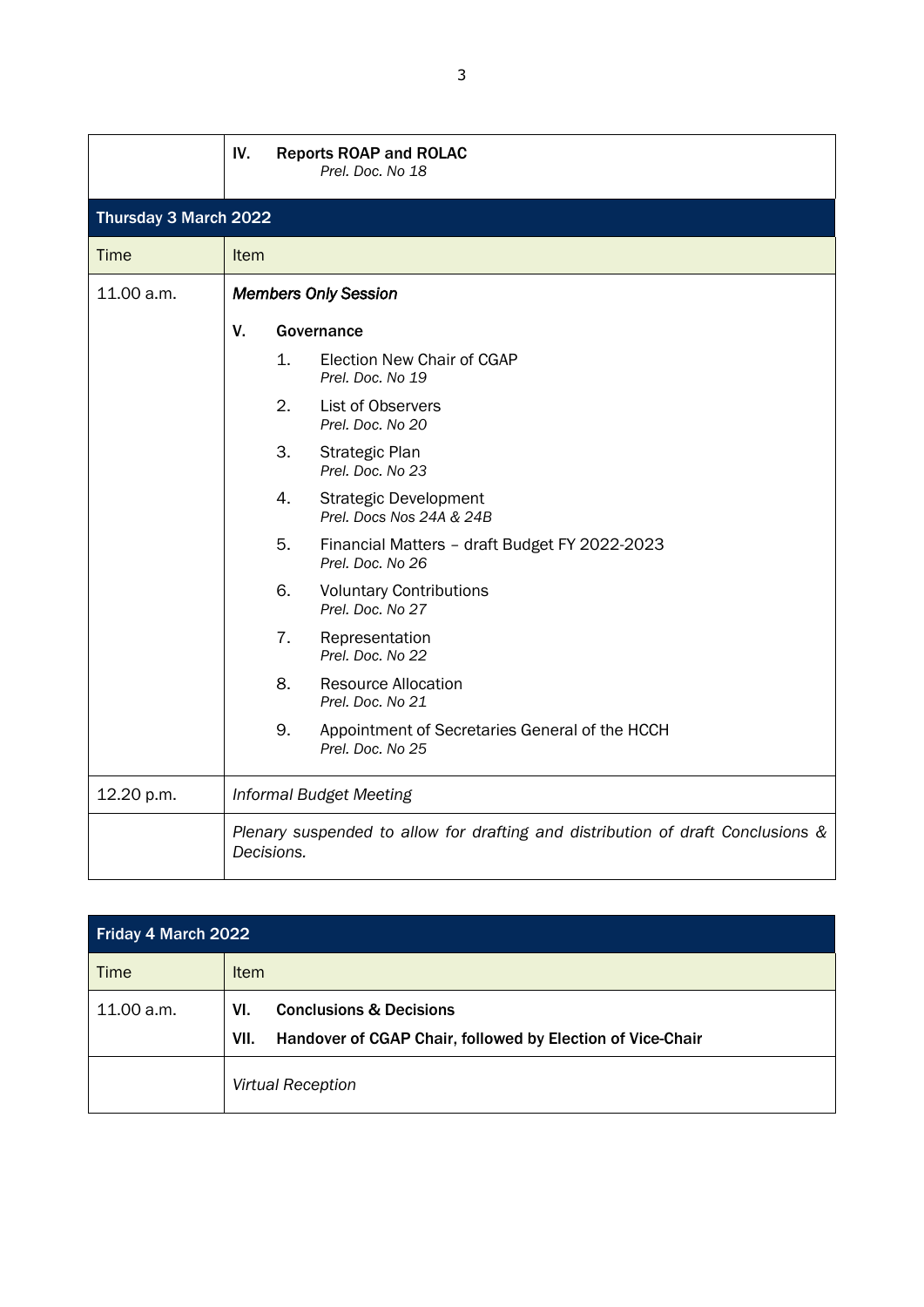| | |
|---|---|
| | **IV. Reports ROAP and ROLAC**<br>*Prel. Doc. No 18* |

| Thursday 3 March 2022 | |
|---|---|
| Time | Item |
| 11.00 a.m. | ***Members Only Session***<br><br>**V. Governance**<br><br>1. Election New Chair of CGAP<br>*Prel. Doc. No 19*<br><br>2. List of Observers<br>*Prel. Doc. No 20*<br><br>3. Strategic Plan<br>*Prel. Doc. No 23*<br><br>4. Strategic Development<br>*Prel. Docs Nos 24A & 24B*<br><br>5. Financial Matters – draft Budget FY 2022-2023<br>*Prel. Doc. No 26*<br><br>6. Voluntary Contributions<br>*Prel. Doc. No 27*<br><br>7. Representation<br>*Prel. Doc. No 22*<br><br>8. Resource Allocation<br>*Prel. Doc. No 21*<br><br>9. Appointment of Secretaries General of the HCCH<br>*Prel. Doc. No 25* |
| 12.20 p.m. | *Informal Budget Meeting* |
| | *Plenary suspended to allow for drafting and distribution of draft Conclusions & Decisions.* |

| Friday 4 March 2022 | |
|---|---|
| Time | Item |
| 11.00 a.m. | **VI. Conclusions & Decisions**<br><br>**VII. Handover of CGAP Chair, followed by Election of Vice-Chair** |
| | *Virtual Reception* |